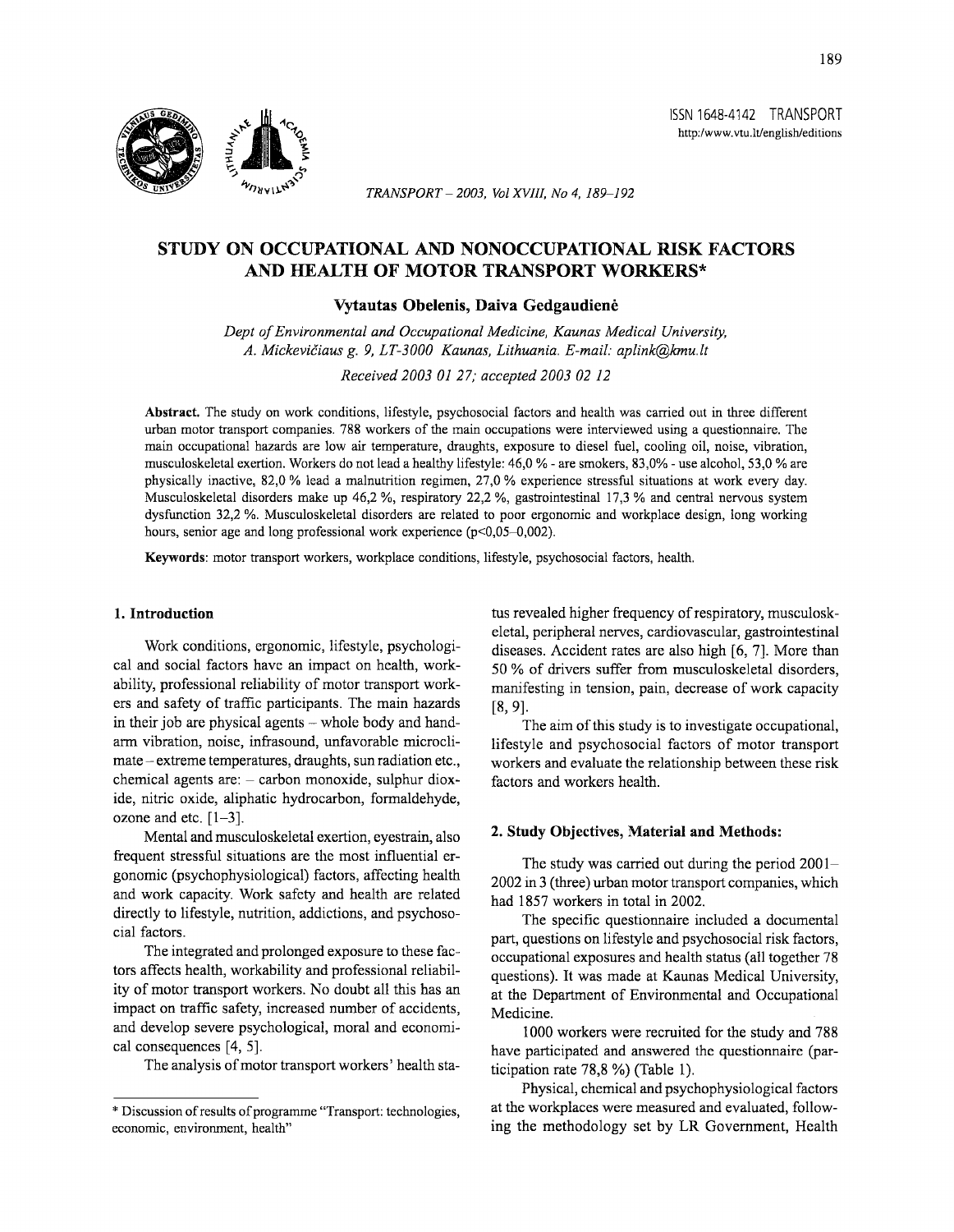# STUDY ON OCCUPATIONAL AND NONOCCUPATIONAL RISK FACTORS AND HEALTH OF MOTOR TRANSPORT WORKERS*

**Vytautas Obelenis, Daiva Gedgaudienė**

*Dept of Environmental and Occupational Medicine, Kaunas Medical University, A. Mickevičiaus g. 9, LT-3000 Kaunas, Lithuania. E-mail: aplink@kmu.lt*

*Received 2003 01 27; accepted 2003 02 12*

**Abstract.** The study on work conditions, lifestyle, psychosocial factors and health was carried out in three different urban motor transport companies. 788 workers of the main occupations were interviewed using a questionnaire. The main occupational hazards are low air temperature, draughts, exposure to diesel fuel, cooling oil, noise, vibration, musculoskeletal exertion. Workers do not lead a healthy lifestyle: 46,0 % - are smokers, 83,0% - use alcohol, 53,0 % are physically inactive, 82,0 % lead a malnutrition regimen, 27,0 % experience stressful situations at work every day. Musculoskeletal disorders make up 46,2 %, respiratory 22,2 %, gastrointestinal 17,3 % and central nervous system dysfunction 32,2 %. Musculoskeletal disorders are related to poor ergonomic and workplace design, long working hours, senior age and long professional work experience ($p<0,05$–$0,002$).

**Keywords**: motor transport workers, workplace conditions, lifestyle, psychosocial factors, health.

## 1. Introduction

Work conditions, ergonomic, lifestyle, psychological and social factors have an impact on health, workability, professional reliability of motor transport workers and safety of traffic participants. The main hazards in their job are physical agents – whole body and hand-arm vibration, noise, infrasound, unfavorable microclimate – extreme temperatures, draughts, sun radiation etc., chemical agents are: – carbon monoxide, sulphur dioxide, nitric oxide, aliphatic hydrocarbon, formaldehyde, ozone and etc. [1–3].

Mental and musculoskeletal exertion, eyestrain, also frequent stressful situations are the most influential ergonomic (psychophysiological) factors, affecting health and work capacity. Work safety and health are related directly to lifestyle, nutrition, addictions, and psychosocial factors.

The integrated and prolonged exposure to these factors affects health, workability and professional reliability of motor transport workers. No doubt all this has an impact on traffic safety, increased number of accidents, and develop severe psychological, moral and economical consequences [4, 5].

The analysis of motor transport workers' health status revealed higher frequency of respiratory, musculoskeletal, peripheral nerves, cardiovascular, gastrointestinal diseases. Accident rates are also high [6, 7]. More than 50 % of drivers suffer from musculoskeletal disorders, manifesting in tension, pain, decrease of work capacity [8, 9].

The aim of this study is to investigate occupational, lifestyle and psychosocial factors of motor transport workers and evaluate the relationship between these risk factors and workers health.

## 2. Study Objectives, Material and Methods:

The study was carried out during the period 2001–2002 in 3 (three) urban motor transport companies, which had 1857 workers in total in 2002.

The specific questionnaire included a documental part, questions on lifestyle and psychosocial risk factors, occupational exposures and health status (all together 78 questions). It was made at Kaunas Medical University, at the Department of Environmental and Occupational Medicine.

1000 workers were recruited for the study and 788 have participated and answered the questionnaire (participation rate 78,8 %) (Table 1).

Physical, chemical and psychophysiological factors at the workplaces were measured and evaluated, following the methodology set by LR Government, Health

* Discussion of results of programme "Transport: technologies, economic, environment, health"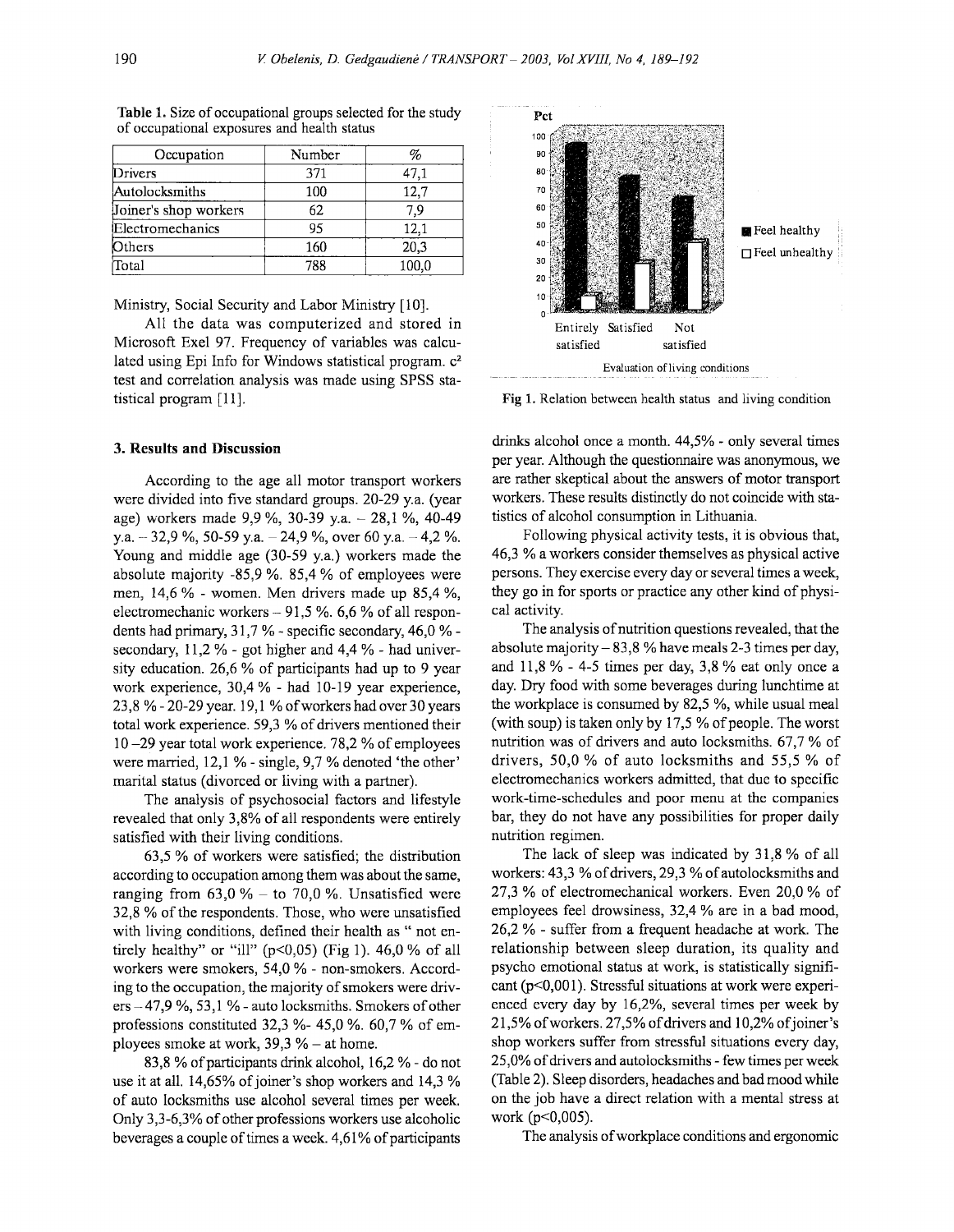Table 1. Size of occupational groups selected for the study of occupational exposures and health status

| Occupation | Number | % |
|---|---|---|
| Drivers | 371 | 47,1 |
| Autolocksmiths | 100 | 12,7 |
| Joiner's shop workers | 62 | 7,9 |
| Electromechanics | 95 | 12,1 |
| Others | 160 | 20,3 |
| Total | 788 | 100,0 |

Ministry, Social Security and Labor Ministry [10].

All the data was computerized and stored in Microsoft Exel 97. Frequency of variables was calculated using Epi Info for Windows statistical program. c² test and correlation analysis was made using SPSS statistical program [11].

## 3. Results and Discussion

According to the age all motor transport workers were divided into five standard groups. 20-29 y.a. (year age) workers made 9,9 %, 30-39 y.a. – 28,1 %, 40-49 y.a. – 32,9 %, 50-59 y.a. – 24,9 %, over 60 y.a. – 4,2 %. Young and middle age (30-59 y.a.) workers made the absolute majority -85,9 %. 85,4 % of employees were men, 14,6 % - women. Men drivers made up 85,4 %, electromechanic workers – 91,5 %. 6,6 % of all respondents had primary, 31,7 % - specific secondary, 46,0 % - secondary, 11,2 % - got higher and 4,4 % - had university education. 26,6 % of participants had up to 9 year work experience, 30,4 % - had 10-19 year experience, 23,8 % - 20-29 year. 19,1 % of workers had over 30 years total work experience. 59,3 % of drivers mentioned their 10 –29 year total work experience. 78,2 % of employees were married, 12,1 % - single, 9,7 % denoted 'the other' marital status (divorced or living with a partner).

The analysis of psychosocial factors and lifestyle revealed that only 3,8% of all respondents were entirely satisfied with their living conditions.

63,5 % of workers were satisfied; the distribution according to occupation among them was about the same, ranging from 63,0 % – to 70,0 %. Unsatisfied were 32,8 % of the respondents. Those, who were unsatisfied with living conditions, defined their health as " not entirely healthy" or "ill" ($p<0,05$) (Fig 1). 46,0 % of all workers were smokers, 54,0 % - non-smokers. According to the occupation, the majority of smokers were drivers – 47,9 %, 53,1 % - auto locksmiths. Smokers of other professions constituted 32,3 %- 45,0 %. 60,7 % of employees smoke at work, 39,3 % – at home.

83,8 % of participants drink alcohol, 16,2 % - do not use it at all. 14,65% of joiner's shop workers and 14,3 % of auto locksmiths use alcohol several times per week. Only 3,3-6,3% of other professions workers use alcoholic beverages a couple of times a week. 4,61% of participants drinks alcohol once a month. 44,5% - only several times per year. Although the questionnaire was anonymous, we are rather skeptical about the answers of motor transport workers. These results distinctly do not coincide with statistics of alcohol consumption in Lithuania.

Fig 1. Relation between health status and living condition

Following physical activity tests, it is obvious that, 46,3 % a workers consider themselves as physical active persons. They exercise every day or several times a week, they go in for sports or practice any other kind of physical activity.

The analysis of nutrition questions revealed, that the absolute majority – 83,8 % have meals 2-3 times per day, and 11,8 % - 4-5 times per day, 3,8 % eat only once a day. Dry food with some beverages during lunchtime at the workplace is consumed by 82,5 %, while usual meal (with soup) is taken only by 17,5 % of people. The worst nutrition was of drivers and auto locksmiths. 67,7 % of drivers, 50,0 % of auto locksmiths and 55,5 % of electromechanics workers admitted, that due to specific work-time-schedules and poor menu at the companies bar, they do not have any possibilities for proper daily nutrition regimen.

The lack of sleep was indicated by 31,8 % of all workers: 43,3 % of drivers, 29,3 % of autolocksmiths and 27,3 % of electromechanical workers. Even 20,0 % of employees feel drowsiness, 32,4 % are in a bad mood, 26,2 % - suffer from a frequent headache at work. The relationship between sleep duration, its quality and psycho emotional status at work, is statistically significant ($p<0,001$). Stressful situations at work were experienced every day by 16,2%, several times per week by 21,5% of workers. 27,5% of drivers and 10,2% of joiner's shop workers suffer from stressful situations every day, 25,0% of drivers and autolocksmiths - few times per week (Table 2). Sleep disorders, headaches and bad mood while on the job have a direct relation with a mental stress at work ($p<0,005$).

The analysis of workplace conditions and ergonomic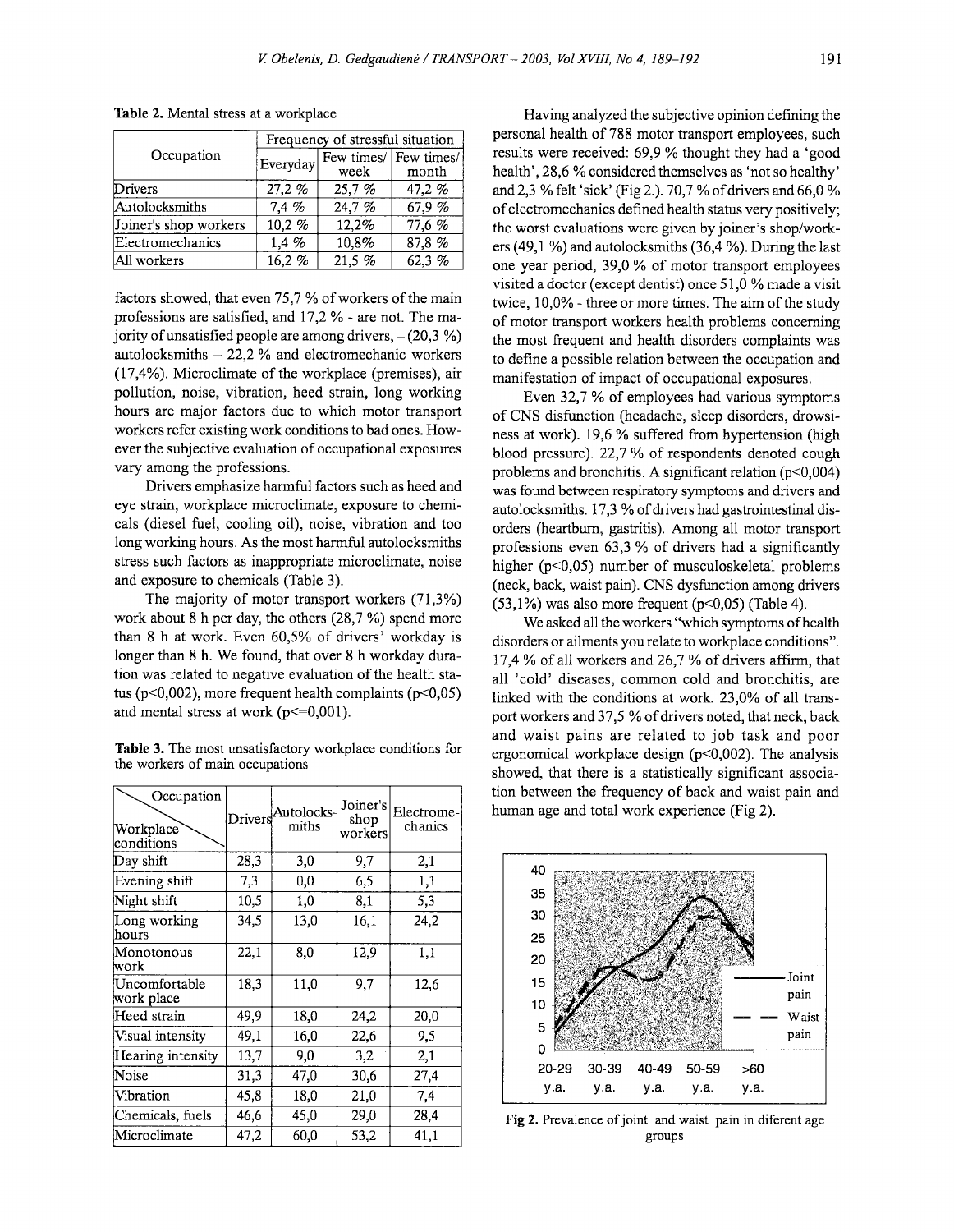**Table 2.** Mental stress at a workplace

| Occupation | Frequency of stressful situation | | |
|---|---|---|---|
| | Everyday | Few times/ week | Few times/ month |
| Drivers | 27,2 % | 25,7 % | 47,2 % |
| Autolocksmiths | 7,4 % | 24,7 % | 67,9 % |
| Joiner's shop workers | 10,2 % | 12,2% | 77,6 % |
| Electromechanics | 1,4 % | 10,8% | 87,8 % |
| All workers | 16,2 % | 21,5 % | 62,3 % |

factors showed, that even 75,7 % of workers of the main professions are satisfied, and 17,2 % - are not. The majority of unsatisfied people are among drivers, – (20,3 %) autolocksmiths – 22,2 % and electromechanic workers (17,4%). Microclimate of the workplace (premises), air pollution, noise, vibration, heed strain, long working hours are major factors due to which motor transport workers refer existing work conditions to bad ones. However the subjective evaluation of occupational exposures vary among the professions.

Drivers emphasize harmful factors such as heed and eye strain, workplace microclimate, exposure to chemicals (diesel fuel, cooling oil), noise, vibration and too long working hours. As the most harmful autolocksmiths stress such factors as inappropriate microclimate, noise and exposure to chemicals (Table 3).

The majority of motor transport workers (71,3%) work about 8 h per day, the others (28,7 %) spend more than 8 h at work. Even 60,5% of drivers' workday is longer than 8 h. We found, that over 8 h workday duration was related to negative evaluation of the health status ($p<0,002$), more frequent health complaints ($p<0,05$) and mental stress at work ($p<=0,001$).

**Table 3.** The most unsatisfactory workplace conditions for the workers of main occupations

| Workplace conditions \ Occupation | Drivers | Autolocks-miths | Joiner's shop workers | Electrome-chanics |
|---|---|---|---|---|
| Day shift | 28,3 | 3,0 | 9,7 | 2,1 |
| Evening shift | 7,3 | 0,0 | 6,5 | 1,1 |
| Night shift | 10,5 | 1,0 | 8,1 | 5,3 |
| Long working hours | 34,5 | 13,0 | 16,1 | 24,2 |
| Monotonous work | 22,1 | 8,0 | 12,9 | 1,1 |
| Uncomfortable work place | 18,3 | 11,0 | 9,7 | 12,6 |
| Heed strain | 49,9 | 18,0 | 24,2 | 20,0 |
| Visual intensity | 49,1 | 16,0 | 22,6 | 9,5 |
| Hearing intensity | 13,7 | 9,0 | 3,2 | 2,1 |
| Noise | 31,3 | 47,0 | 30,6 | 27,4 |
| Vibration | 45,8 | 18,0 | 21,0 | 7,4 |
| Chemicals, fuels | 46,6 | 45,0 | 29,0 | 28,4 |
| Microclimate | 47,2 | 60,0 | 53,2 | 41,1 |

Having analyzed the subjective opinion defining the personal health of 788 motor transport employees, such results were received: 69,9 % thought they had a 'good health', 28,6 % considered themselves as 'not so healthy' and 2,3 % felt 'sick' (Fig 2.). 70,7 % of drivers and 66,0 % of electromechanics defined health status very positively; the worst evaluations were given by joiner's shop/workers (49,1 %) and autolocksmiths (36,4 %). During the last one year period, 39,0 % of motor transport employees visited a doctor (except dentist) once 51,0 % made a visit twice, 10,0% - three or more times. The aim of the study of motor transport workers health problems concerning the most frequent and health disorders complaints was to define a possible relation between the occupation and manifestation of impact of occupational exposures.

Even 32,7 % of employees had various symptoms of CNS disfunction (headache, sleep disorders, drowsiness at work). 19,6 % suffered from hypertension (high blood pressure). 22,7 % of respondents denoted cough problems and bronchitis. A significant relation ($p<0,004$) was found between respiratory symptoms and drivers and autolocksmiths. 17,3 % of drivers had gastrointestinal disorders (heartburn, gastritis). Among all motor transport professions even 63,3 % of drivers had a significantly higher ($p<0,05$) number of musculoskeletal problems (neck, back, waist pain). CNS dysfunction among drivers (53,1%) was also more frequent ($p<0,05$) (Table 4).

We asked all the workers "which symptoms of health disorders or ailments you relate to workplace conditions". 17,4 % of all workers and 26,7 % of drivers affirm, that all 'cold' diseases, common cold and bronchitis, are linked with the conditions at work. 23,0% of all transport workers and 37,5 % of drivers noted, that neck, back and waist pains are related to job task and poor ergonomical workplace design ($p<0,002$). The analysis showed, that there is a statistically significant association between the frequency of back and waist pain and human age and total work experience (Fig 2).

**Fig 2.** Prevalence of joint and waist pain in diferent age groups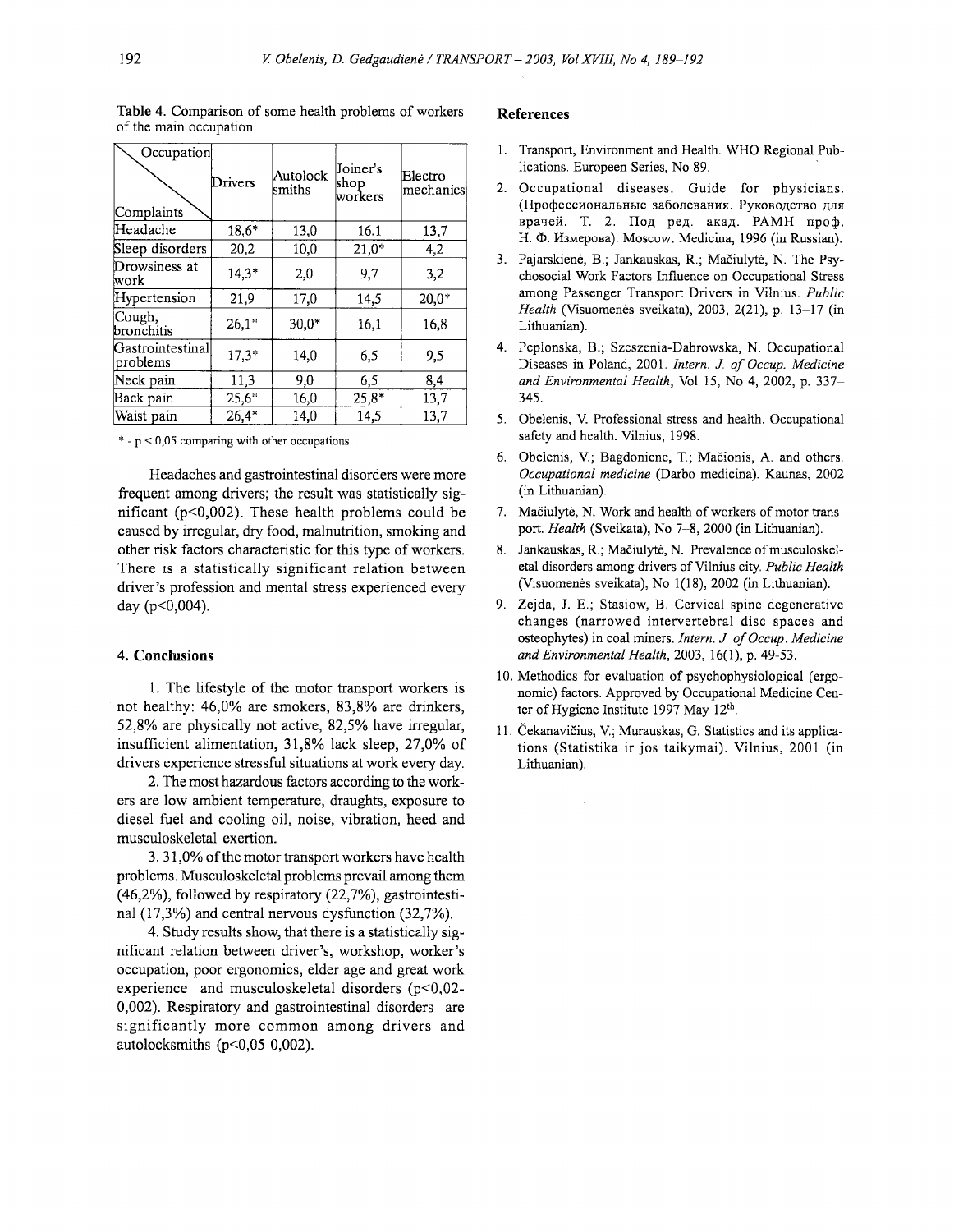Table 4. Comparison of some health problems of workers of the main occupation

| Complaints \ Occupation | Drivers | Autolock-smiths | Joiner's shop workers | Electro-mechanics |
|---|---|---|---|---|
| Headache | 18,6* | 13,0 | 16,1 | 13,7 |
| Sleep disorders | 20,2 | 10,0 | 21,0* | 4,2 |
| Drowsiness at work | 14,3* | 2,0 | 9,7 | 3,2 |
| Hypertension | 21,9 | 17,0 | 14,5 | 20,0* |
| Cough, bronchitis | 26,1* | 30,0* | 16,1 | 16,8 |
| Gastrointestinal problems | 17,3* | 14,0 | 6,5 | 9,5 |
| Neck pain | 11,3 | 9,0 | 6,5 | 8,4 |
| Back pain | 25,6* | 16,0 | 25,8* | 13,7 |
| Waist pain | 26,4* | 14,0 | 14,5 | 13,7 |

\* - $p < 0,05$ comparing with other occupations

Headaches and gastrointestinal disorders were more frequent among drivers; the result was statistically significant ($p<0,002$). These health problems could be caused by irregular, dry food, malnutrition, smoking and other risk factors characteristic for this type of workers. There is a statistically significant relation between driver's profession and mental stress experienced every day ($p<0,004$).

## 4. Conclusions

1. The lifestyle of the motor transport workers is not healthy: 46,0% are smokers, 83,8% are drinkers, 52,8% are physically not active, 82,5% have irregular, insufficient alimentation, 31,8% lack sleep, 27,0% of drivers experience stressful situations at work every day.

2. The most hazardous factors according to the workers are low ambient temperature, draughts, exposure to diesel fuel and cooling oil, noise, vibration, heed and musculoskeletal exertion.

3. 31,0% of the motor transport workers have health problems. Musculoskeletal problems prevail among them (46,2%), followed by respiratory (22,7%), gastrointestinal (17,3%) and central nervous dysfunction (32,7%).

4. Study results show, that there is a statistically significant relation between driver's, workshop, worker's occupation, poor ergonomics, elder age and great work experience and musculoskeletal disorders ($p<0,02$-$0,002$). Respiratory and gastrointestinal disorders are significantly more common among drivers and autolocksmiths ($p<0,05$-$0,002$).

## References

1. Transport, Environment and Health. WHO Regional Publications. Europeen Series, No 89.
2. Occupational diseases. Guide for physicians. (Профессиональные заболевания. Руководство для врачей. Т. 2. Под ред. акад. РАМН проф. Н. Ф. Измерова). Moscow: Medicina, 1996 (in Russian).
3. Pajarskienė, B.; Jankauskas, R.; Mačiulytė, N. The Psychosocial Work Factors Influence on Occupational Stress among Passenger Transport Drivers in Vilnius. *Public Health* (Visuomenės sveikata), 2003, 2(21), p. 13–17 (in Lithuanian).
4. Peplonska, B.; Szeszenia-Dabrowska, N. Occupational Diseases in Poland, 2001. *Intern. J. of Occup. Medicine and Environmental Health*, Vol 15, No 4, 2002, p. 337–345.
5. Obelenis, V. Professional stress and health. Occupational safety and health. Vilnius, 1998.
6. Obelenis, V.; Bagdonienė, T.; Mačionis, A. and others. *Occupational medicine* (Darbo medicina). Kaunas, 2002 (in Lithuanian).
7. Mačiulytė, N. Work and health of workers of motor transport. *Health* (Sveikata), No 7–8, 2000 (in Lithuanian).
8. Jankauskas, R.; Mačiulytė, N. Prevalence of musculoskeletal disorders among drivers of Vilnius city. *Public Health* (Visuomenės sveikata), No 1(18), 2002 (in Lithuanian).
9. Zejda, J. E.; Stasiow, B. Cervical spine degenerative changes (narrowed intervertebral disc spaces and osteophytes) in coal miners. *Intern. J. of Occup. Medicine and Environmental Health*, 2003, 16(1), p. 49-53.
10. Methodics for evaluation of psychophysiological (ergonomic) factors. Approved by Occupational Medicine Center of Hygiene Institute 1997 May 12th.
11. Čekanavičius, V.; Murauskas, G. Statistics and its applications (Statistika ir jos taikymai). Vilnius, 2001 (in Lithuanian).